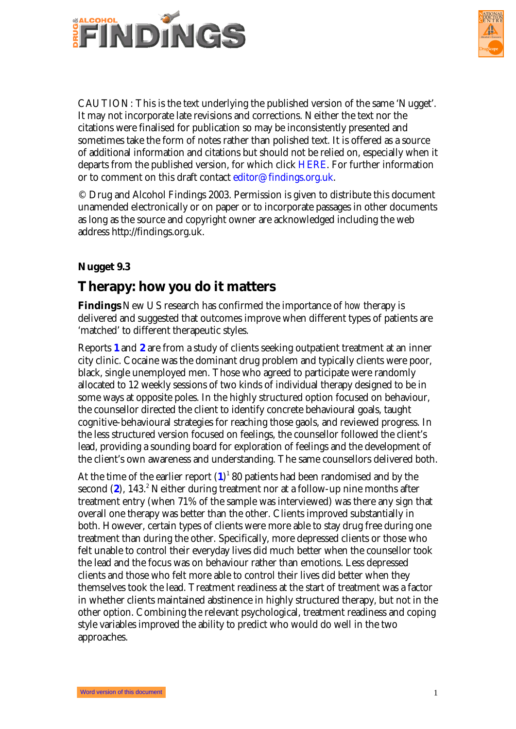CAUTION: This is the text underlying the published version of the same 'Nugget'. It may not incorporate late revisions and corrections. Neither the text nor the citations were finalised for publication so may be inconsistently presented and sometimes take the form of notes rather than polished text. It is offered as a source of additional information and citations but should not be relied on, especially when it departs from the published version, for which click HERE. For further information or to comment on this draft contact editor@findings.org.uk.

© Drug and Alcohol Findings 2003. Permission is given to distribute this document unamended electronically or on paper or to incorporate passages in other documents as long as the source and copyright owner are acknowledged including the web address http://findings.org.uk.

**Nugget 9.3**

## Therapy: how you do it matters

**Findings** New US research has confirmed the importance of *how* therapy is delivered and suggested that outcomes improve when different types of patients are 'matched' to different therapeutic styles.

Reports **1** and **2** are from a study of clients seeking outpatient treatment at an inner city clinic. Cocaine was the dominant drug problem and typically clients were poor, black, single unemployed men. Those who agreed to participate were randomly allocated to 12 weekly sessions of two kinds of individual therapy designed to be in some ways at opposite poles. In the highly structured option focused on behaviour, the counsellor directed the client to identify concrete behavioural goals, taught cognitive-behavioural strategies for reaching those gaols, and reviewed progress. In the less structured version focused on feelings, the counsellor followed the client's lead, providing a sounding board for exploration of feelings and the development of the client's own awareness and understanding. The same counsellors delivered both.

At the time of the earlier report (**1**)[1] 80 patients had been randomised and by the second (**2**), 143.[2] Neither during treatment nor at a follow-up nine months after treatment entry (when 71% of the sample was interviewed) was there any sign that overall one therapy was better than the other. Clients improved substantially in both. However, certain types of clients were more able to stay drug free during one treatment than during the other. Specifically, more depressed clients or those who felt unable to control their everyday lives did much better when the counsellor took the lead and the focus was on behaviour rather than emotions. Less depressed clients and those who felt more able to control their lives did better when they themselves took the lead. Treatment readiness at the start of treatment was a factor in whether clients maintained abstinence in highly structured therapy, but not in the other option. Combining the relevant psychological, treatment readiness and coping style variables improved the ability to predict who would do well in the two approaches.

Word version of this document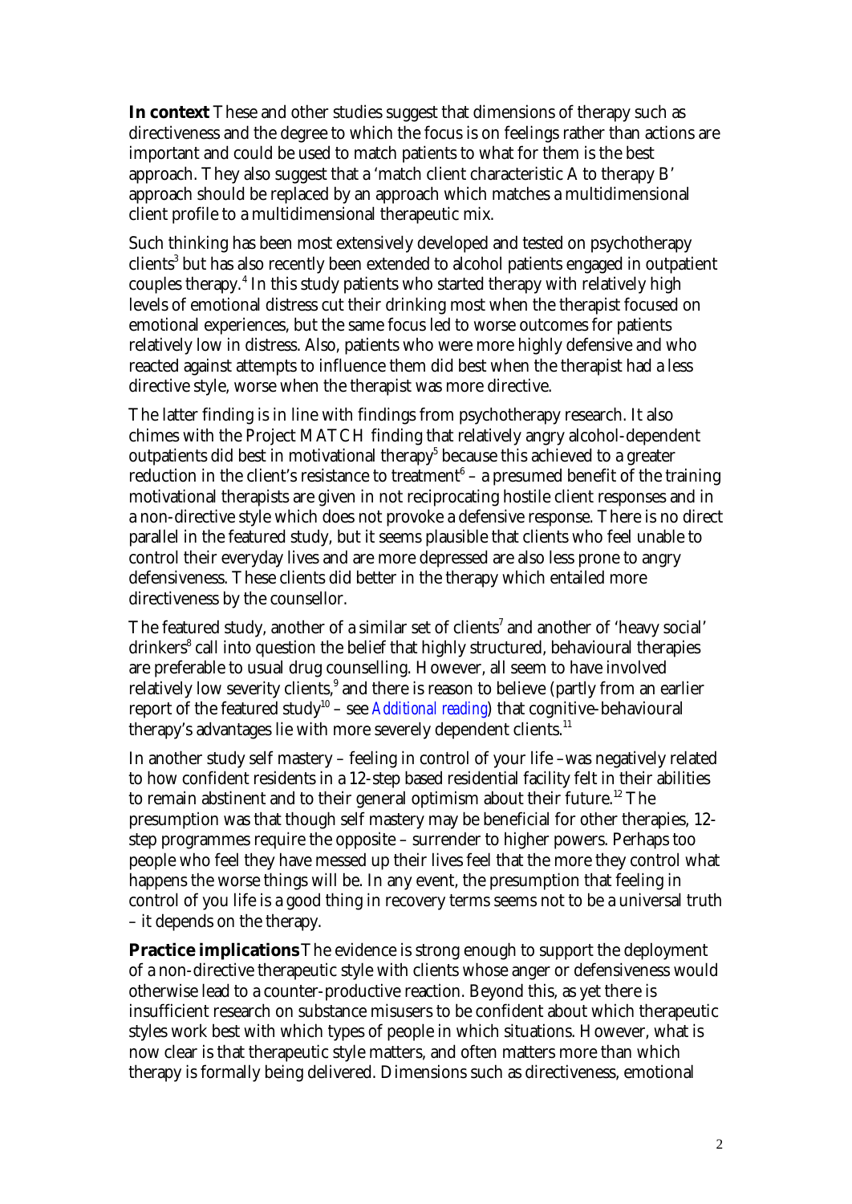**In context** These and other studies suggest that dimensions of therapy such as directiveness and the degree to which the focus is on feelings rather than actions are important and could be used to match patients to what for them is the best approach. They also suggest that a 'match client characteristic A to therapy B' approach should be replaced by an approach which matches a multidimensional client profile to a multidimensional therapeutic mix.

Such thinking has been most extensively developed and tested on psychotherapy clients[3] but has also recently been extended to alcohol patients engaged in outpatient couples therapy.[4] In this study patients who started therapy with relatively high levels of emotional distress cut their drinking most when the therapist focused on emotional experiences, but the same focus led to worse outcomes for patients relatively low in distress. Also, patients who were more highly defensive and who reacted against attempts to influence them did best when the therapist had a less directive style, worse when the therapist was more directive.

The latter finding is in line with findings from psychotherapy research. It also chimes with the Project MATCH finding that relatively angry alcohol-dependent outpatients did best in motivational therapy[5] because this achieved to a greater reduction in the client's resistance to treatment[6] – a presumed benefit of the training motivational therapists are given in not reciprocating hostile client responses and in a non-directive style which does not provoke a defensive response. There is no direct parallel in the featured study, but it seems plausible that clients who feel unable to control their everyday lives and are more depressed are also less prone to angry defensiveness. These clients did better in the therapy which entailed more directiveness by the counsellor.

The featured study, another of a similar set of clients[7] and another of 'heavy social' drinkers[8] call into question the belief that highly structured, behavioural therapies are preferable to usual drug counselling. However, all seem to have involved relatively low severity clients,[9] and there is reason to believe (partly from an earlier report of the featured study[10] – see *Additional reading*) that cognitive-behavioural therapy's advantages lie with more severely dependent clients.[11]

In another study self mastery – feeling in control of your life –was negatively related to how confident residents in a 12-step based residential facility felt in their abilities to remain abstinent and to their general optimism about their future.[12] The presumption was that though self mastery may be beneficial for other therapies, 12-step programmes require the opposite – surrender to higher powers. Perhaps too people who feel they have messed up their lives feel that the more they control what happens the worse things will be. In any event, the presumption that feeling in control of you life is a good thing in recovery terms seems not to be a universal truth – it depends on the therapy.

**Practice implications** The evidence is strong enough to support the deployment of a non-directive therapeutic style with clients whose anger or defensiveness would otherwise lead to a counter-productive reaction. Beyond this, as yet there is insufficient research on substance misusers to be confident about which therapeutic styles work best with which types of people in which situations. However, what is now clear is that therapeutic style matters, and often matters more than which therapy is formally being delivered. Dimensions such as directiveness, emotional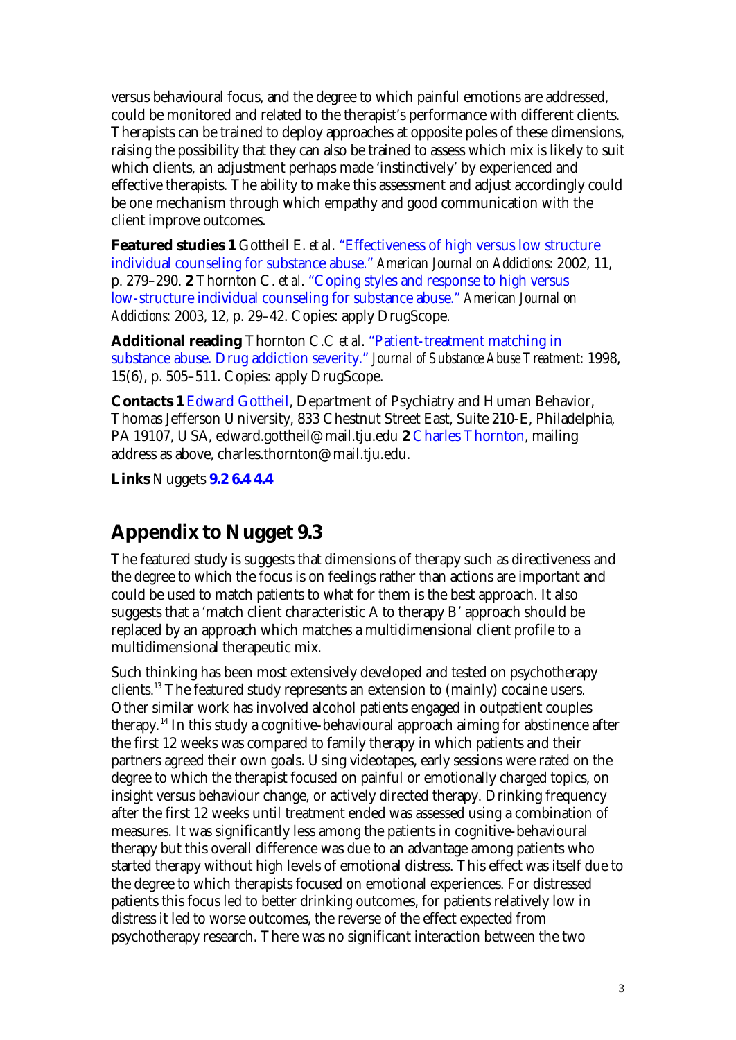versus behavioural focus, and the degree to which painful emotions are addressed, could be monitored and related to the therapist's performance with different clients. Therapists can be trained to deploy approaches at opposite poles of these dimensions, raising the possibility that they can also be trained to assess which mix is likely to suit which clients, an adjustment perhaps made 'instinctively' by experienced and effective therapists. The ability to make this assessment and adjust accordingly could be one mechanism through which empathy and good communication with the client improve outcomes.

**Featured studies 1** Gottheil E. *et al*. "Effectiveness of high versus low structure individual counseling for substance abuse." *American Journal on Addictions*: 2002, 11, p. 279–290. **2** Thornton C. *et al*. "Coping styles and response to high versus low-structure individual counseling for substance abuse." *American Journal on Addictions*: 2003, 12, p. 29–42. Copies: apply DrugScope.

**Additional reading** Thornton C.C *et al*. "Patient-treatment matching in substance abuse. Drug addiction severity." *Journal of Substance Abuse Treatment*: 1998, 15(6), p. 505–511. Copies: apply DrugScope.

**Contacts 1** Edward Gottheil, Department of Psychiatry and Human Behavior, Thomas Jefferson University, 833 Chestnut Street East, Suite 210-E, Philadelphia, PA 19107, USA, edward.gottheil@mail.tju.edu **2** Charles Thornton, mailing address as above, charles.thornton@mail.tju.edu.

**Links** Nuggets **9.2 6.4 4.4**

## Appendix to Nugget 9.3

The featured study is suggests that dimensions of therapy such as directiveness and the degree to which the focus is on feelings rather than actions are important and could be used to match patients to what for them is the best approach. It also suggests that a 'match client characteristic A to therapy B' approach should be replaced by an approach which matches a multidimensional client profile to a multidimensional therapeutic mix.

Such thinking has been most extensively developed and tested on psychotherapy clients.[13] The featured study represents an extension to (mainly) cocaine users. Other similar work has involved alcohol patients engaged in outpatient couples therapy.[14] In this study a cognitive-behavioural approach aiming for abstinence after the first 12 weeks was compared to family therapy in which patients and their partners agreed their own goals. Using videotapes, early sessions were rated on the degree to which the therapist focused on painful or emotionally charged topics, on insight versus behaviour change, or actively directed therapy. Drinking frequency after the first 12 weeks until treatment ended was assessed using a combination of measures. It was significantly less among the patients in cognitive-behavioural therapy but this overall difference was due to an advantage among patients who started therapy without high levels of emotional distress. This effect was itself due to the degree to which therapists focused on emotional experiences. For distressed patients this focus led to better drinking outcomes, for patients relatively low in distress it led to worse outcomes, the reverse of the effect expected from psychotherapy research. There was no significant interaction between the two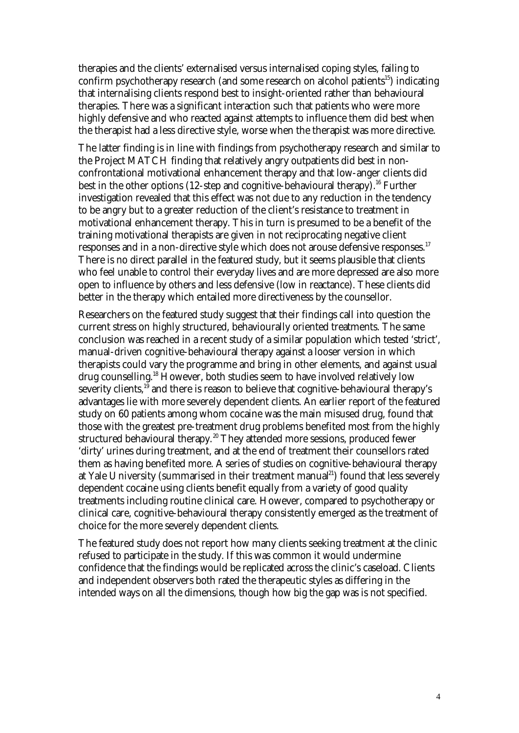therapies and the clients' externalised versus internalised coping styles, failing to confirm psychotherapy research (and some research on alcohol patients[15]) indicating that internalising clients respond best to insight-oriented rather than behavioural therapies. There was a significant interaction such that patients who were more highly defensive and who reacted against attempts to influence them did best when the therapist had a less directive style, worse when the therapist was more directive.

The latter finding is in line with findings from psychotherapy research and similar to the Project MATCH finding that relatively angry outpatients did best in non-confrontational motivational enhancement therapy and that low-anger clients did best in the other options (12-step and cognitive-behavioural therapy).[16] Further investigation revealed that this effect was not due to any reduction in the tendency to be angry but to a greater reduction of the client's resistance to treatment in motivational enhancement therapy. This in turn is presumed to be a benefit of the training motivational therapists are given in not reciprocating negative client responses and in a non-directive style which does not arouse defensive responses.[17] There is no direct parallel in the featured study, but it seems plausible that clients who feel unable to control their everyday lives and are more depressed are also more open to influence by others and less defensive (low in reactance). These clients did better in the therapy which entailed more directiveness by the counsellor.

Researchers on the featured study suggest that their findings call into question the current stress on highly structured, behaviourally oriented treatments. The same conclusion was reached in a recent study of a similar population which tested 'strict', manual-driven cognitive-behavioural therapy against a looser version in which therapists could vary the programme and bring in other elements, and against usual drug counselling.[18] However, both studies seem to have involved relatively low severity clients,[19] and there is reason to believe that cognitive-behavioural therapy's advantages lie with more severely dependent clients. An earlier report of the featured study on 60 patients among whom cocaine was the main misused drug, found that those with the greatest pre-treatment drug problems benefited most from the highly structured behavioural therapy.[20] They attended more sessions, produced fewer 'dirty' urines during treatment, and at the end of treatment their counsellors rated them as having benefited more. A series of studies on cognitive-behavioural therapy at Yale University (summarised in their treatment manual[21]) found that less severely dependent cocaine using clients benefit equally from a variety of good quality treatments including routine clinical care. However, compared to psychotherapy or clinical care, cognitive-behavioural therapy consistently emerged as the treatment of choice for the more severely dependent clients.

The featured study does not report how many clients seeking treatment at the clinic refused to participate in the study. If this was common it would undermine confidence that the findings would be replicated across the clinic's caseload. Clients and independent observers both rated the therapeutic styles as differing in the intended ways on all the dimensions, though how big the gap was is not specified.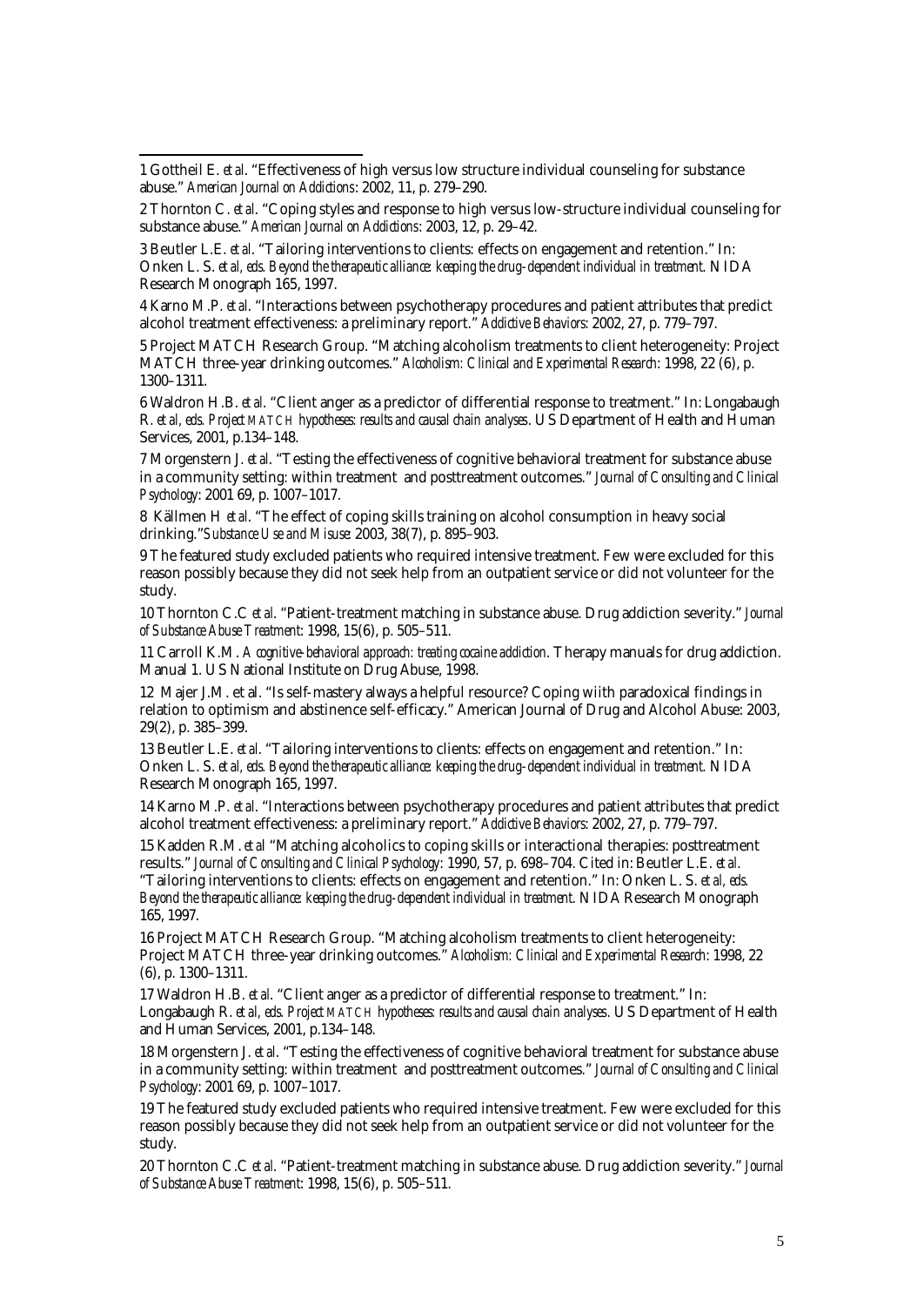1 Gottheil E. *et al*. "Effectiveness of high versus low structure individual counseling for substance abuse." *American Journal on Addictions*: 2002, 11, p. 279–290.

2 Thornton C. *et al*. "Coping styles and response to high versus low-structure individual counseling for substance abuse." *American Journal on Addictions*: 2003, 12, p. 29–42.

3 Beutler L.E. *et al*. "Tailoring interventions to clients: effects on engagement and retention." In: Onken L. S. *et al, eds. Beyond the therapeutic alliance: keeping the drug-dependent individual in treatment*. NIDA Research Monograph 165, 1997.

4 Karno M.P. *et al*. "Interactions between psychotherapy procedures and patient attributes that predict alcohol treatment effectiveness: a preliminary report." *Addictive Behaviors*: 2002, 27, p. 779–797.

5 Project MATCH Research Group. "Matching alcoholism treatments to client heterogeneity: Project MATCH three-year drinking outcomes." *Alcoholism: Clinical and Experimental Research*: 1998, 22 (6), p. 1300–1311.

6 Waldron H.B. *et al*. "Client anger as a predictor of differential response to treatment." In: Longabaugh R. *et al, eds. Project MATCH hypotheses: results and causal chain analyses*. US Department of Health and Human Services, 2001, p.134–148.

7 Morgenstern J. *et al*. "Testing the effectiveness of cognitive behavioral treatment for substance abuse in a community setting: within treatment and posttreatment outcomes." *Journal of Consulting and Clinical Psychology*: 2001 69, p. 1007–1017.

8 Källmen H *et al*. "The effect of coping skills training on alcohol consumption in heavy social drinking."*Substance Use and Misuse*: 2003, 38(7), p. 895–903.

9 The featured study excluded patients who required intensive treatment. Few were excluded for this reason possibly because they did not seek help from an outpatient service or did not volunteer for the study.

10 Thornton C.C *et al*. "Patient-treatment matching in substance abuse. Drug addiction severity." *Journal of Substance Abuse Treatment*: 1998, 15(6), p. 505–511.

11 Carroll K.M. *A cognitive-behavioral approach: treating cocaine addiction*. Therapy manuals for drug addiction. Manual 1. US National Institute on Drug Abuse, 1998.

12 Majer J.M. et al. "Is self-mastery always a helpful resource? Coping wiith paradoxical findings in relation to optimism and abstinence self-efficacy." American Journal of Drug and Alcohol Abuse: 2003, 29(2), p. 385–399.

13 Beutler L.E. *et al*. "Tailoring interventions to clients: effects on engagement and retention." In: Onken L. S. *et al, eds. Beyond the therapeutic alliance: keeping the drug-dependent individual in treatment*. NIDA Research Monograph 165, 1997.

14 Karno M.P. *et al*. "Interactions between psychotherapy procedures and patient attributes that predict alcohol treatment effectiveness: a preliminary report." *Addictive Behaviors*: 2002, 27, p. 779–797.

15 Kadden R.M. *et al* "Matching alcoholics to coping skills or interactional therapies: posttreatment results." *Journal of Consulting and Clinical Psychology*: 1990, 57, p. 698–704. Cited in: Beutler L.E. *et al*. "Tailoring interventions to clients: effects on engagement and retention." In: Onken L. S. *et al, eds. Beyond the therapeutic alliance: keeping the drug-dependent individual in treatment*. NIDA Research Monograph 165, 1997.

16 Project MATCH Research Group. "Matching alcoholism treatments to client heterogeneity: Project MATCH three-year drinking outcomes." *Alcoholism: Clinical and Experimental Research*: 1998, 22 (6), p. 1300–1311.

17 Waldron H.B. *et al*. "Client anger as a predictor of differential response to treatment." In: Longabaugh R. *et al, eds. Project MATCH hypotheses: results and causal chain analyses*. US Department of Health and Human Services, 2001, p.134–148.

18 Morgenstern J. *et al*. "Testing the effectiveness of cognitive behavioral treatment for substance abuse in a community setting: within treatment and posttreatment outcomes." *Journal of Consulting and Clinical Psychology*: 2001 69, p. 1007–1017.

19 The featured study excluded patients who required intensive treatment. Few were excluded for this reason possibly because they did not seek help from an outpatient service or did not volunteer for the study.

20 Thornton C.C *et al*. "Patient-treatment matching in substance abuse. Drug addiction severity." *Journal of Substance Abuse Treatment*: 1998, 15(6), p. 505–511.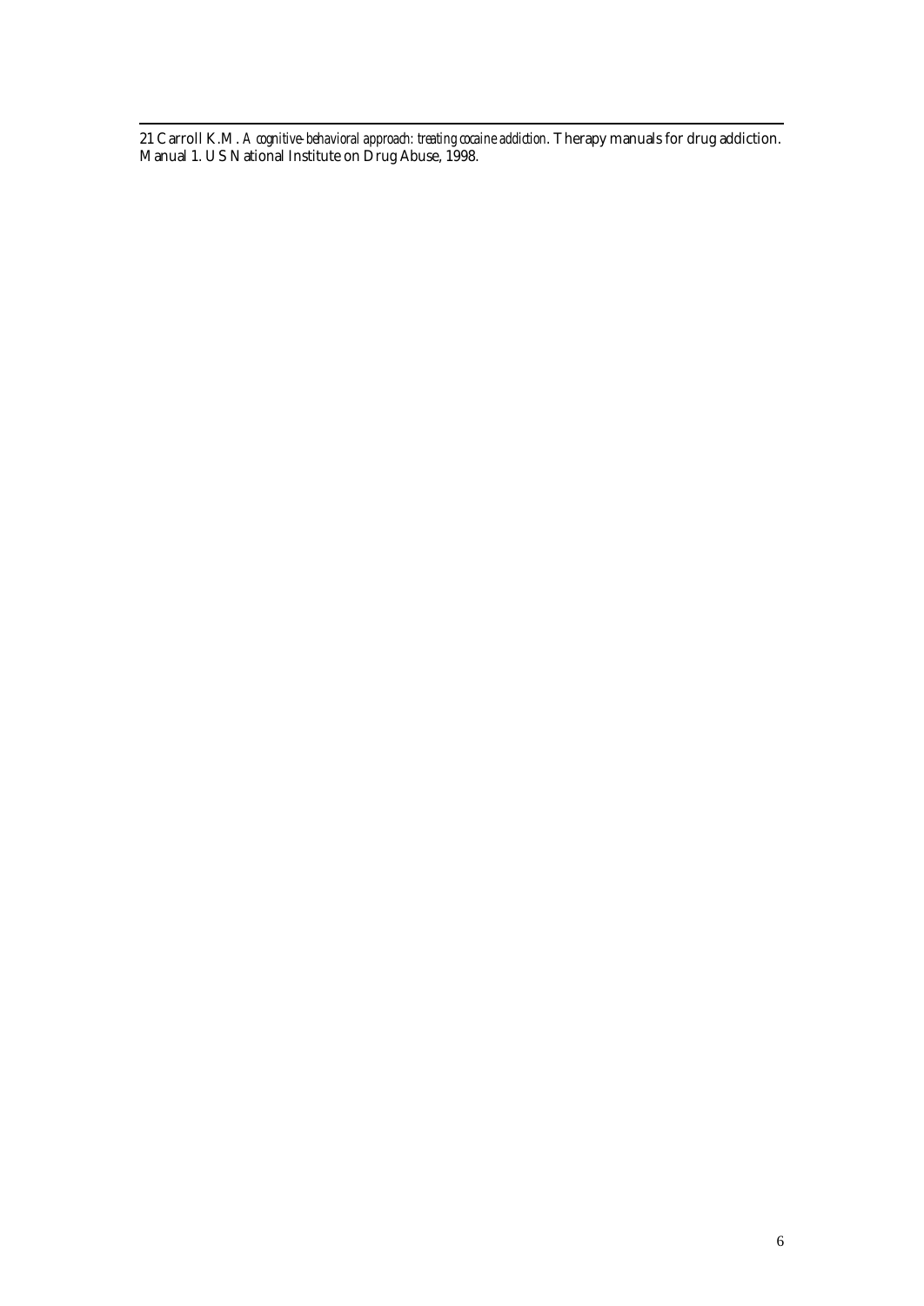21 Carroll K.M. *A cognitive-behavioral approach: treating cocaine addiction*. Therapy manuals for drug addiction. Manual 1. U S National Institute on Drug Abuse, 1998.